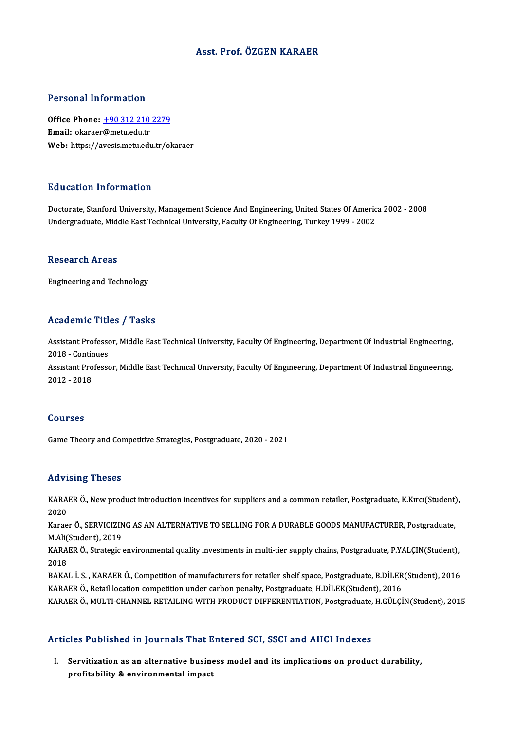# Asst. Prof. ÖZGEN KARAER

## Personal Information

**Office Phone:** +90 312 210 2279
**Email:** okaraer@metu.edu.tr
**Web:** https://avesis.metu.edu.tr/okaraer

## Education Information

Doctorate, Stanford University, Management Science And Engineering, United States Of America 2002 - 2008
Undergraduate, Middle East Technical University, Faculty Of Engineering, Turkey 1999 - 2002

## Research Areas

Engineering and Technology

## Academic Titles / Tasks

Assistant Professor, Middle East Technical University, Faculty Of Engineering, Department Of Industrial Engineering, 2018 - Continues
Assistant Professor, Middle East Technical University, Faculty Of Engineering, Department Of Industrial Engineering, 2012 - 2018

## Courses

Game Theory and Competitive Strategies, Postgraduate, 2020 - 2021

## Advising Theses

KARAER Ö., New product introduction incentives for suppliers and a common retailer, Postgraduate, K.Kırcı(Student), 2020
Karaer Ö., SERVICIZING AS AN ALTERNATIVE TO SELLING FOR A DURABLE GOODS MANUFACTURER, Postgraduate, M.Ali(Student), 2019
KARAER Ö., Strategic environmental quality investments in multi-tier supply chains, Postgraduate, P.YALÇIN(Student), 2018
BAKAL İ. S. , KARAER Ö., Competition of manufacturers for retailer shelf space, Postgraduate, B.DİLER(Student), 2016
KARAER Ö., Retail location competition under carbon penalty, Postgraduate, H.DİLEK(Student), 2016
KARAER Ö., MULTI-CHANNEL RETAILING WITH PRODUCT DIFFERENTIATION, Postgraduate, H.GÜLÇİN(Student), 2015

## Articles Published in Journals That Entered SCI, SSCI and AHCI Indexes

I. **Servitization as an alternative business model and its implications on product durability, profitability & environmental impact**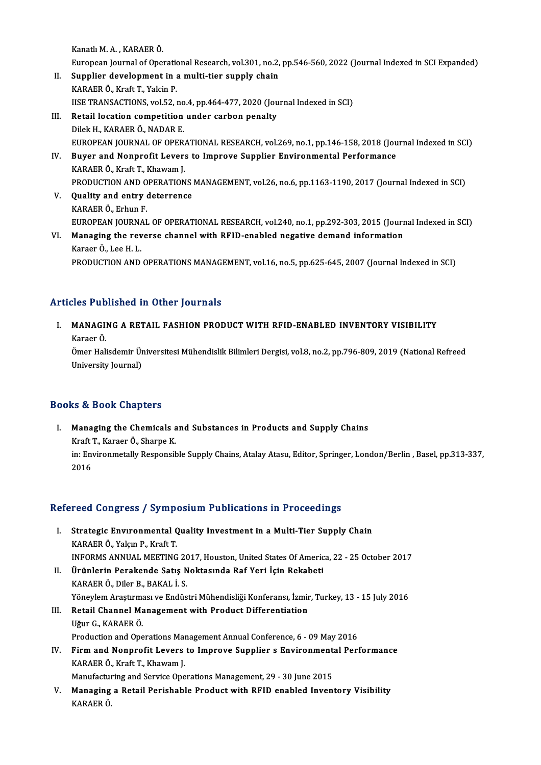Kanatlı M. A. , KARAER Ö.
European Journal of Operational Research, vol.301, no.2, pp.546-560, 2022 (Journal Indexed in SCI Expanded)

II. **Supplier development in a multi-tier supply chain**
KARAER Ö., Kraft T., Yalcin P.
IISE TRANSACTIONS, vol.52, no.4, pp.464-477, 2020 (Journal Indexed in SCI)

III. **Retail location competition under carbon penalty**
Dilek H., KARAER Ö., NADAR E.
EUROPEAN JOURNAL OF OPERATIONAL RESEARCH, vol.269, no.1, pp.146-158, 2018 (Journal Indexed in SCI)

IV. **Buyer and Nonprofit Levers to Improve Supplier Environmental Performance**
KARAER Ö., Kraft T., Khawam J.
PRODUCTION AND OPERATIONS MANAGEMENT, vol.26, no.6, pp.1163-1190, 2017 (Journal Indexed in SCI)

V. **Quality and entry deterrence**
KARAER Ö., Erhun F.
EUROPEAN JOURNAL OF OPERATIONAL RESEARCH, vol.240, no.1, pp.292-303, 2015 (Journal Indexed in SCI)

VI. **Managing the reverse channel with RFID-enabled negative demand information**
Karaer Ö., Lee H. L.
PRODUCTION AND OPERATIONS MANAGEMENT, vol.16, no.5, pp.625-645, 2007 (Journal Indexed in SCI)

## Articles Published in Other Journals

I. **MANAGING A RETAIL FASHION PRODUCT WITH RFID-ENABLED INVENTORY VISIBILITY**
Karaer Ö.
Ömer Halisdemir Üniversitesi Mühendislik Bilimleri Dergisi, vol.8, no.2, pp.796-809, 2019 (National Refreed University Journal)

## Books & Book Chapters

I. **Managing the Chemicals and Substances in Products and Supply Chains**
Kraft T., Karaer Ö., Sharpe K.
in: Envronmetally Responsible Supply Chains, Atalay Atasu, Editor, Springer, London/Berlin , Basel, pp.313-337, 2016

## Refereed Congress / Symposium Publications in Proceedings

I. **Strategic Envıronmental Quality Investment in a Multi-Tier Supply Chain**
KARAER Ö., Yalçın P., Kraft T.
INFORMS ANNUAL MEETING 2017, Houston, United States Of America, 22 - 25 October 2017

II. **Ürünlerin Perakende Satış Noktasında Raf Yeri İçin Rekabeti**
KARAER Ö., Diler B., BAKAL İ. S.
Yöneylem Araştırması ve Endüstri Mühendisliği Konferansı, İzmir, Turkey, 13 - 15 July 2016

III. **Retail Channel Management with Product Differentiation**
Uğur G., KARAER Ö.
Production and Operations Management Annual Conference, 6 - 09 May 2016

IV. **Firm and Nonprofit Levers to Improve Supplier s Environmental Performance**
KARAER Ö., Kraft T., Khawam J.
Manufacturing and Service Operations Management, 29 - 30 June 2015

V. **Managing a Retail Perishable Product with RFID enabled Inventory Visibility**
KARAER Ö.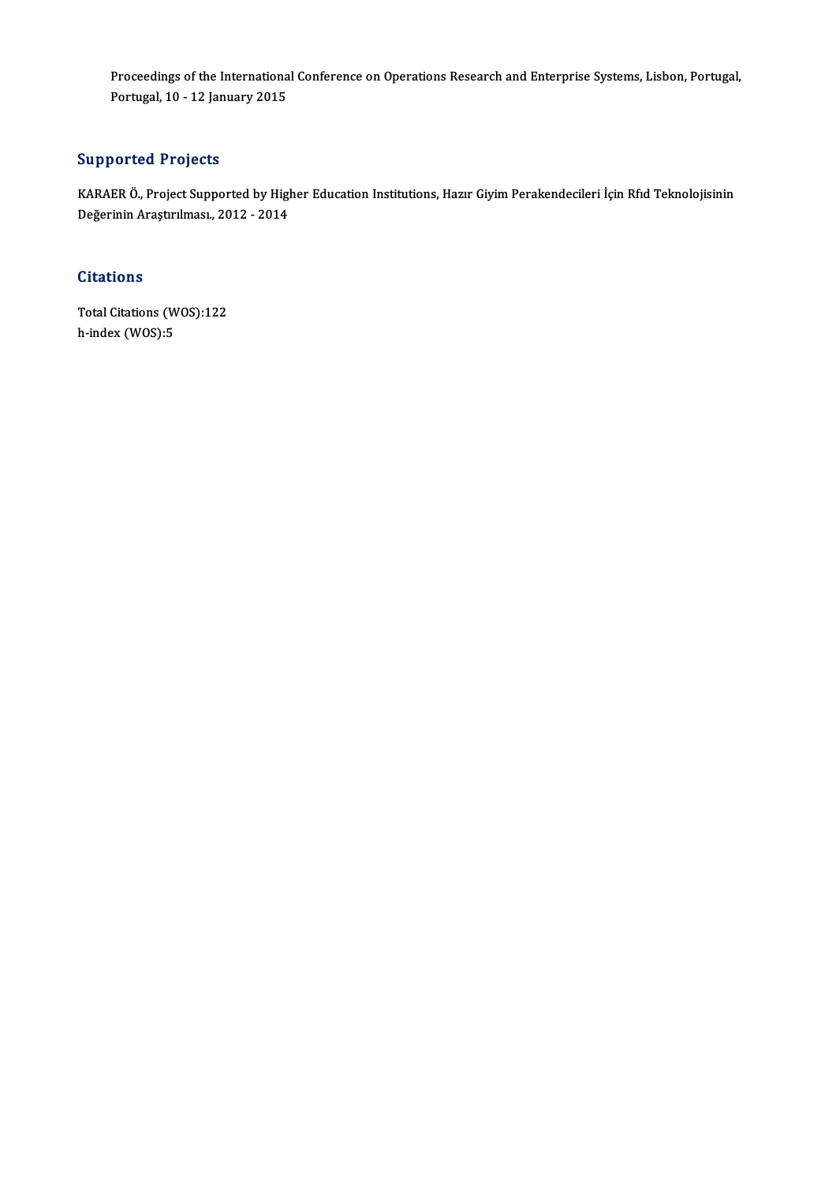Proceedings of the International Conference on Operations Research and Enterprise Systems, Lisbon, Portugal, Portugal, 10 - 12 January 2015

## Supported Projects

KARAER Ö., Project Supported by Higher Education Institutions, Hazır Giyim Perakendecileri İçin Rfıd Teknolojisinin Değerinin Araştırılması., 2012 - 2014

## Citations

Total Citations (WOS):122
h-index (WOS):5